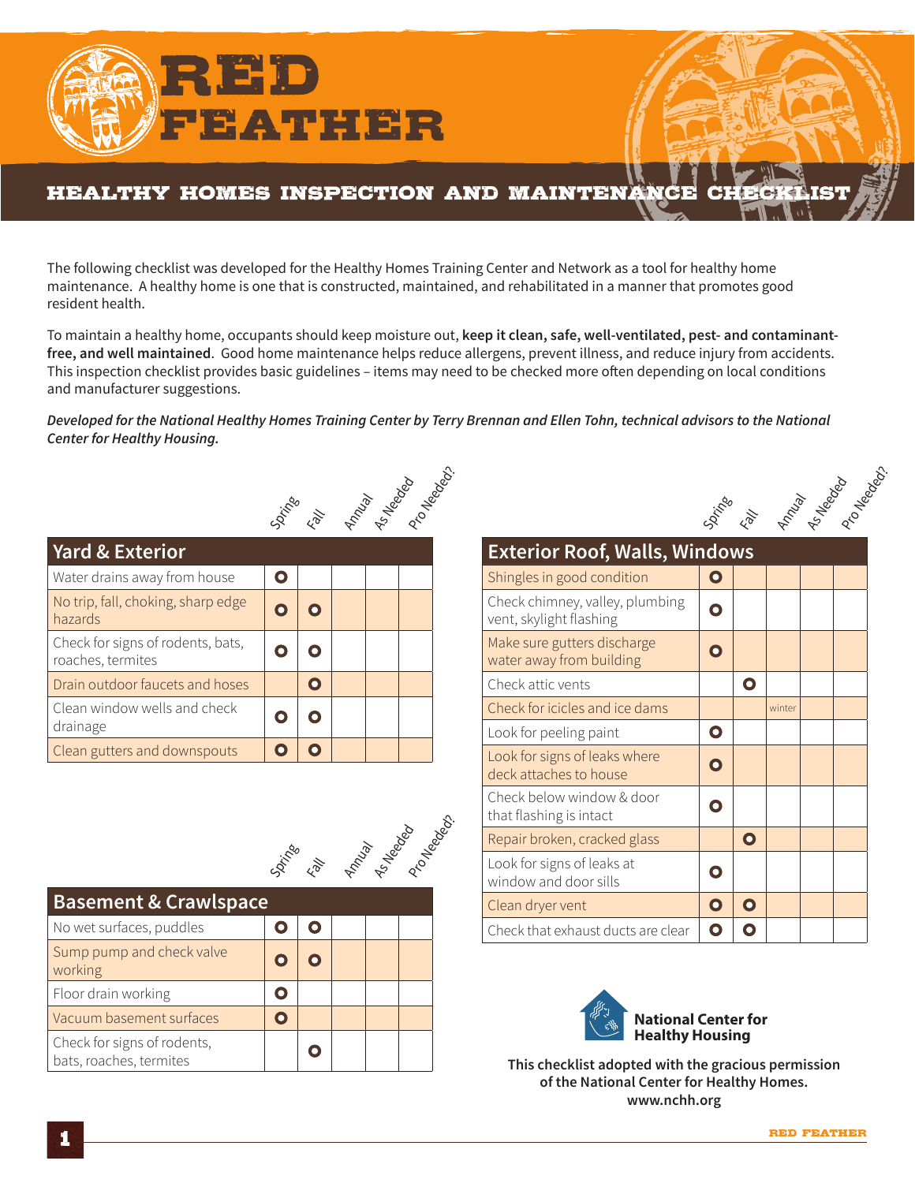# RED FEATHER

## HEALTHY HOMES INSPECTION AND MAINTENANCE CHECKLIST

The following checklist was developed for the Healthy Homes Training Center and Network as a tool for healthy home maintenance. A healthy home is one that is constructed, maintained, and rehabilitated in a manner that promotes good resident health.

To maintain a healthy home, occupants should keep moisture out, **keep it clean, safe, well-ventilated, pest- and contaminant-free, and well maintained**. Good home maintenance helps reduce allergens, prevent illness, and reduce injury from accidents. This inspection checklist provides basic guidelines – items may need to be checked more often depending on local conditions and manufacturer suggestions.

***Developed for the National Healthy Homes Training Center by Terry Brennan and Ellen Tohn, technical advisors to the National Center for Healthy Housing.***

| Yard & Exterior | Spring | Fall | Annual | As Needed | Pro Needed? |
|---|---|---|---|---|---|
| Water drains away from house | O | | | | |
| No trip, fall, choking, sharp edge hazards | O | O | | | |
| Check for signs of rodents, bats, roaches, termites | O | O | | | |
| Drain outdoor faucets and hoses | | O | | | |
| Clean window wells and check drainage | O | O | | | |
| Clean gutters and downspouts | O | O | | | |

| Basement & Crawlspace | Spring | Fall | Annual | As Needed | Pro Needed? |
|---|---|---|---|---|---|
| No wet surfaces, puddles | O | O | | | |
| Sump pump and check valve working | O | O | | | |
| Floor drain working | O | | | | |
| Vacuum basement surfaces | O | | | | |
| Check for signs of rodents, bats, roaches, termites | | O | | | |

| Exterior Roof, Walls, Windows | Spring | Fall | Annual | As Needed | Pro Needed? |
|---|---|---|---|---|---|
| Shingles in good condition | O | | | | |
| Check chimney, valley, plumbing vent, skylight flashing | O | | | | |
| Make sure gutters discharge water away from building | O | | | | |
| Check attic vents | | O | | | |
| Check for icicles and ice dams | | | winter | | |
| Look for peeling paint | O | | | | |
| Look for signs of leaks where deck attaches to house | O | | | | |
| Check below window & door that flashing is intact | O | | | | |
| Repair broken, cracked glass | | O | | | |
| Look for signs of leaks at window and door sills | O | | | | |
| Clean dryer vent | O | O | | | |
| Check that exhaust ducts are clear | O | O | | | |

**National Center for Healthy Housing**

**This checklist adopted with the gracious permission of the National Center for Healthy Homes. www.nchh.org**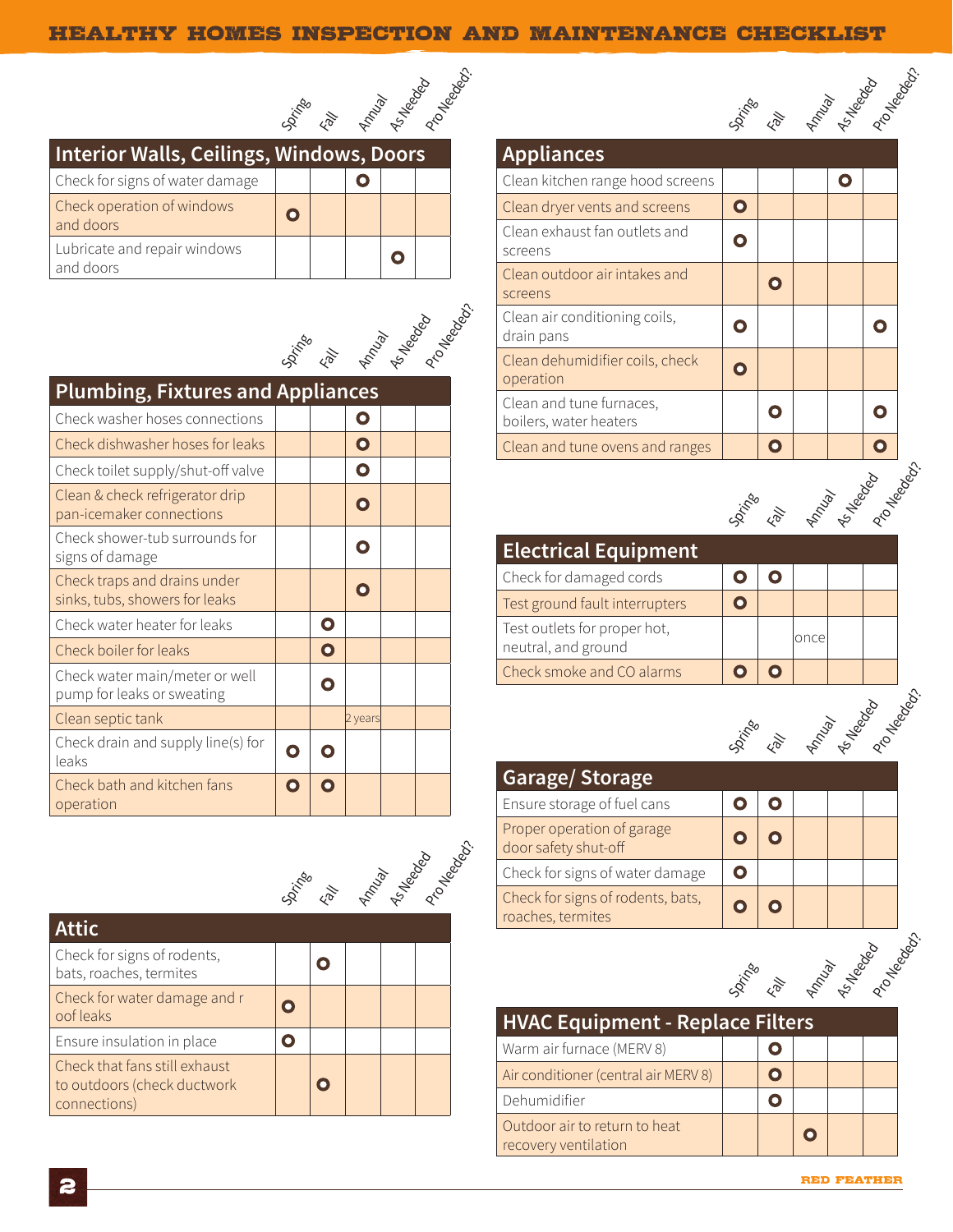# HEALTHY HOMES INSPECTION AND MAINTENANCE CHECKLIST

| Interior Walls, Ceilings, Windows, Doors | Spring | Fall | Annual | As Needed | Pro Needed? |
|---|---|---|---|---|---|
| Check for signs of water damage | | | O | | |
| Check operation of windows and doors | O | | | | |
| Lubricate and repair windows and doors | | | | O | |

| Plumbing, Fixtures and Appliances | Spring | Fall | Annual | As Needed | Pro Needed? |
|---|---|---|---|---|---|
| Check washer hoses connections | | | O | | |
| Check dishwasher hoses for leaks | | | O | | |
| Check toilet supply/shut-off valve | | | O | | |
| Clean & check refrigerator drip pan-icemaker connections | | | O | | |
| Check shower-tub surrounds for signs of damage | | | O | | |
| Check traps and drains under sinks, tubs, showers for leaks | | | O | | |
| Check water heater for leaks | | O | | | |
| Check boiler for leaks | | O | | | |
| Check water main/meter or well pump for leaks or sweating | | O | | | |
| Clean septic tank | | | 2 years | | |
| Check drain and supply line(s) for leaks | O | O | | | |
| Check bath and kitchen fans operation | O | O | | | |

| Attic | Spring | Fall | Annual | As Needed | Pro Needed? |
|---|---|---|---|---|---|
| Check for signs of rodents, bats, roaches, termites | | O | | | |
| Check for water damage and roof leaks | O | | | | |
| Ensure insulation in place | O | | | | |
| Check that fans still exhaust to outdoors (check ductwork connections) | | O | | | |

| Appliances | Spring | Fall | Annual | As Needed | Pro Needed? |
|---|---|---|---|---|---|
| Clean kitchen range hood screens | | | | O | |
| Clean dryer vents and screens | O | | | | |
| Clean exhaust fan outlets and screens | O | | | | |
| Clean outdoor air intakes and screens | | O | | | |
| Clean air conditioning coils, drain pans | O | | | | O |
| Clean dehumidifier coils, check operation | O | | | | |
| Clean and tune furnaces, boilers, water heaters | | O | | | O |
| Clean and tune ovens and ranges | | O | | | O |

| Electrical Equipment | Spring | Fall | Annual | As Needed | Pro Needed? |
|---|---|---|---|---|---|
| Check for damaged cords | O | O | | | |
| Test ground fault interrupters | O | | | | |
| Test outlets for proper hot, neutral, and ground | | | once | | |
| Check smoke and CO alarms | O | O | | | |

| Garage/ Storage | Spring | Fall | Annual | As Needed | Pro Needed? |
|---|---|---|---|---|---|
| Ensure storage of fuel cans | O | O | | | |
| Proper operation of garage door safety shut-off | O | O | | | |
| Check for signs of water damage | O | | | | |
| Check for signs of rodents, bats, roaches, termites | O | O | | | |

| HVAC Equipment - Replace Filters | Spring | Fall | Annual | As Needed | Pro Needed? |
|---|---|---|---|---|---|
| Warm air furnace (MERV 8) | | O | | | |
| Air conditioner (central air MERV 8) | | O | | | |
| Dehumidifier | | O | | | |
| Outdoor air to return to heat recovery ventilation | | | O | | |

RED FEATHER